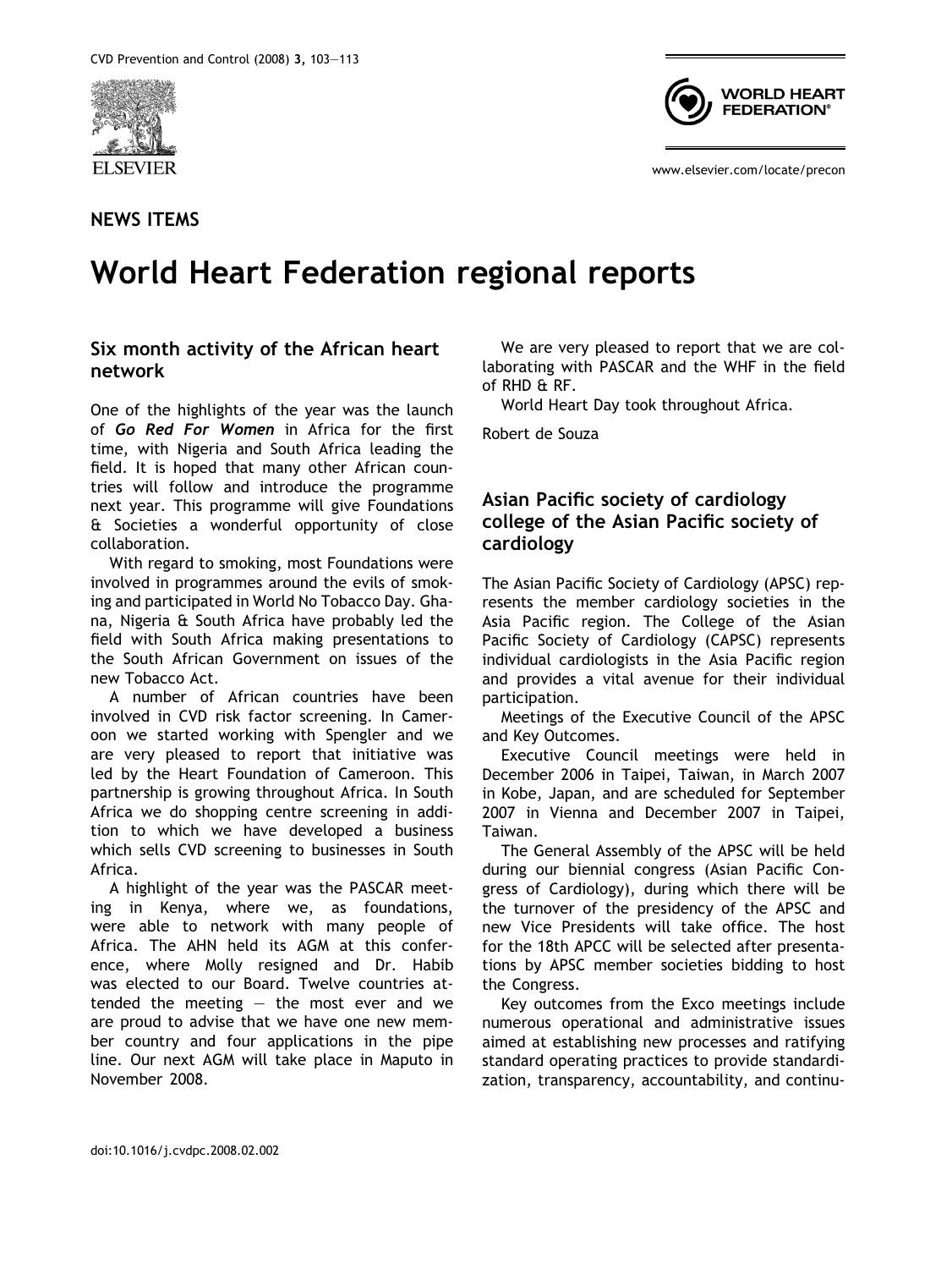NEWS ITEMS

# World Heart Federation regional reports

## Six month activity of the African heart network

One of the highlights of the year was the launch of ***Go Red For Women*** in Africa for the first time, with Nigeria and South Africa leading the field. It is hoped that many other African countries will follow and introduce the programme next year. This programme will give Foundations & Societies a wonderful opportunity of close collaboration.

With regard to smoking, most Foundations were involved in programmes around the evils of smoking and participated in World No Tobacco Day. Ghana, Nigeria & South Africa have probably led the field with South Africa making presentations to the South African Government on issues of the new Tobacco Act.

A number of African countries have been involved in CVD risk factor screening. In Cameroon we started working with Spengler and we are very pleased to report that initiative was led by the Heart Foundation of Cameroon. This partnership is growing throughout Africa. In South Africa we do shopping centre screening in addition to which we have developed a business which sells CVD screening to businesses in South Africa.

A highlight of the year was the PASCAR meeting in Kenya, where we, as foundations, were able to network with many people of Africa. The AHN held its AGM at this conference, where Molly resigned and Dr. Habib was elected to our Board. Twelve countries attended the meeting — the most ever and we are proud to advise that we have one new member country and four applications in the pipe line. Our next AGM will take place in Maputo in November 2008.

We are very pleased to report that we are collaborating with PASCAR and the WHF in the field of RHD & RF.

World Heart Day took throughout Africa.

Robert de Souza

## Asian Pacific society of cardiology college of the Asian Pacific society of cardiology

The Asian Pacific Society of Cardiology (APSC) represents the member cardiology societies in the Asia Pacific region. The College of the Asian Pacific Society of Cardiology (CAPSC) represents individual cardiologists in the Asia Pacific region and provides a vital avenue for their individual participation.

Meetings of the Executive Council of the APSC and Key Outcomes.

Executive Council meetings were held in December 2006 in Taipei, Taiwan, in March 2007 in Kobe, Japan, and are scheduled for September 2007 in Vienna and December 2007 in Taipei, Taiwan.

The General Assembly of the APSC will be held during our biennial congress (Asian Pacific Congress of Cardiology), during which there will be the turnover of the presidency of the APSC and new Vice Presidents will take office. The host for the 18th APCC will be selected after presentations by APSC member societies bidding to host the Congress.

Key outcomes from the Exco meetings include numerous operational and administrative issues aimed at establishing new processes and ratifying standard operating practices to provide standardization, transparency, accountability, and continu-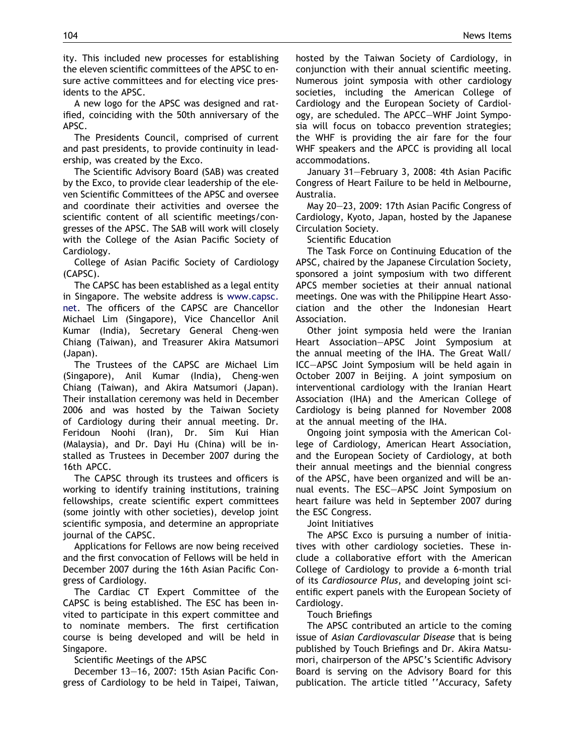ity. This included new processes for establishing the eleven scientific committees of the APSC to ensure active committees and for electing vice presidents to the APSC.

A new logo for the APSC was designed and ratified, coinciding with the 50th anniversary of the APSC.

The Presidents Council, comprised of current and past presidents, to provide continuity in leadership, was created by the Exco.

The Scientific Advisory Board (SAB) was created by the Exco, to provide clear leadership of the eleven Scientific Committees of the APSC and oversee and coordinate their activities and oversee the scientific content of all scientific meetings/congresses of the APSC. The SAB will work will closely with the College of the Asian Pacific Society of Cardiology.

College of Asian Pacific Society of Cardiology (CAPSC).

The CAPSC has been established as a legal entity in Singapore. The website address is www.capsc.net. The officers of the CAPSC are Chancellor Michael Lim (Singapore), Vice Chancellor Anil Kumar (India), Secretary General Cheng-wen Chiang (Taiwan), and Treasurer Akira Matsumori (Japan).

The Trustees of the CAPSC are Michael Lim (Singapore), Anil Kumar (India), Cheng-wen Chiang (Taiwan), and Akira Matsumori (Japan). Their installation ceremony was held in December 2006 and was hosted by the Taiwan Society of Cardiology during their annual meeting. Dr. Feridoun Noohi (Iran), Dr. Sim Kui Hian (Malaysia), and Dr. Dayi Hu (China) will be installed as Trustees in December 2007 during the 16th APCC.

The CAPSC through its trustees and officers is working to identify training institutions, training fellowships, create scientific expert committees (some jointly with other societies), develop joint scientific symposia, and determine an appropriate journal of the CAPSC.

Applications for Fellows are now being received and the first convocation of Fellows will be held in December 2007 during the 16th Asian Pacific Congress of Cardiology.

The Cardiac CT Expert Committee of the CAPSC is being established. The ESC has been invited to participate in this expert committee and to nominate members. The first certification course is being developed and will be held in Singapore.

Scientific Meetings of the APSC

December 13—16, 2007: 15th Asian Pacific Congress of Cardiology to be held in Taipei, Taiwan, hosted by the Taiwan Society of Cardiology, in conjunction with their annual scientific meeting. Numerous joint symposia with other cardiology societies, including the American College of Cardiology and the European Society of Cardiology, are scheduled. The APCC—WHF Joint Symposia will focus on tobacco prevention strategies; the WHF is providing the air fare for the four WHF speakers and the APCC is providing all local accommodations.

January 31—February 3, 2008: 4th Asian Pacific Congress of Heart Failure to be held in Melbourne, Australia.

May 20—23, 2009: 17th Asian Pacific Congress of Cardiology, Kyoto, Japan, hosted by the Japanese Circulation Society.

Scientific Education

The Task Force on Continuing Education of the APSC, chaired by the Japanese Circulation Society, sponsored a joint symposium with two different APCS member societies at their annual national meetings. One was with the Philippine Heart Association and the other the Indonesian Heart Association.

Other joint symposia held were the Iranian Heart Association—APSC Joint Symposium at the annual meeting of the IHA. The Great Wall/ICC—APSC Joint Symposium will be held again in October 2007 in Beijing. A joint symposium on interventional cardiology with the Iranian Heart Association (IHA) and the American College of Cardiology is being planned for November 2008 at the annual meeting of the IHA.

Ongoing joint symposia with the American College of Cardiology, American Heart Association, and the European Society of Cardiology, at both their annual meetings and the biennial congress of the APSC, have been organized and will be annual events. The ESC—APSC Joint Symposium on heart failure was held in September 2007 during the ESC Congress.

Joint Initiatives

The APSC Exco is pursuing a number of initiatives with other cardiology societies. These include a collaborative effort with the American College of Cardiology to provide a 6-month trial of its *Cardiosource Plus*, and developing joint scientific expert panels with the European Society of Cardiology.

Touch Briefings

The APSC contributed an article to the coming issue of *Asian Cardiovascular Disease* that is being published by Touch Briefings and Dr. Akira Matsumori, chairperson of the APSC's Scientific Advisory Board is serving on the Advisory Board for this publication. The article titled ''Accuracy, Safety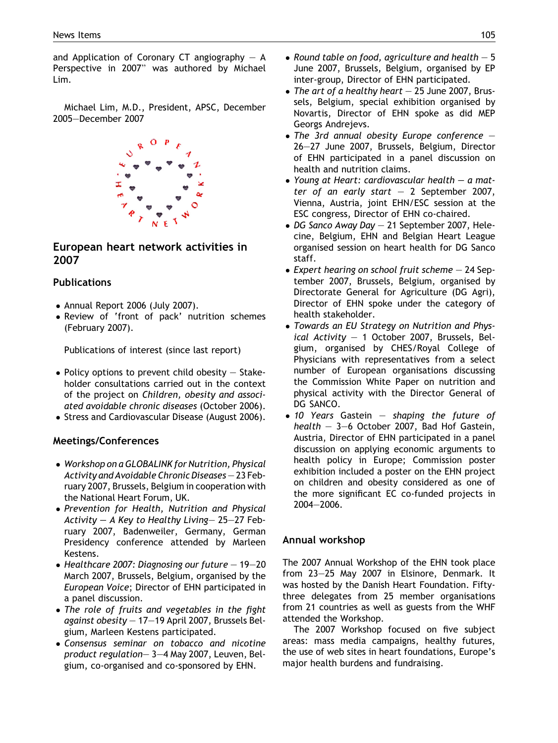and Application of Coronary CT angiography — A Perspective in 2007" was authored by Michael Lim.

Michael Lim, M.D., President, APSC, December 2005—December 2007

## European heart network activities in 2007

### Publications

- Annual Report 2006 (July 2007).
- Review of 'front of pack' nutrition schemes (February 2007).

Publications of interest (since last report)

- Policy options to prevent child obesity — Stakeholder consultations carried out in the context of the project on *Children, obesity and associated avoidable chronic diseases* (October 2006).
- Stress and Cardiovascular Disease (August 2006).

### Meetings/Conferences

- *Workshop on a GLOBALINK for Nutrition, Physical Activity and Avoidable Chronic Diseases* — 23 February 2007, Brussels, Belgium in cooperation with the National Heart Forum, UK.
- *Prevention for Health, Nutrition and Physical Activity — A Key to Healthy Living*— 25—27 February 2007, Badenweiler, Germany, German Presidency conference attended by Marleen Kestens.
- *Healthcare 2007: Diagnosing our future* — 19—20 March 2007, Brussels, Belgium, organised by the *European Voice*; Director of EHN participated in a panel discussion.
- *The role of fruits and vegetables in the fight against obesity* — 17—19 April 2007, Brussels Belgium, Marleen Kestens participated.
- *Consensus seminar on tobacco and nicotine product regulation*— 3—4 May 2007, Leuven, Belgium, co-organised and co-sponsored by EHN.
- *Round table on food, agriculture and health* — 5 June 2007, Brussels, Belgium, organised by EP inter-group, Director of EHN participated.
- *The art of a healthy heart* — 25 June 2007, Brussels, Belgium, special exhibition organised by Novartis, Director of EHN spoke as did MEP Georgs Andrejevs.
- *The 3rd annual obesity Europe conference* — 26—27 June 2007, Brussels, Belgium, Director of EHN participated in a panel discussion on health and nutrition claims.
- *Young at Heart: cardiovascular health — a matter of an early start* — 2 September 2007, Vienna, Austria, joint EHN/ESC session at the ESC congress, Director of EHN co-chaired.
- *DG Sanco Away Day* — 21 September 2007, Helecine, Belgium, EHN and Belgian Heart League organised session on heart health for DG Sanco staff.
- *Expert hearing on school fruit scheme* — 24 September 2007, Brussels, Belgium, organised by Directorate General for Agriculture (DG Agri), Director of EHN spoke under the category of health stakeholder.
- *Towards an EU Strategy on Nutrition and Physical Activity* — 1 October 2007, Brussels, Belgium, organised by CHES/Royal College of Physicians with representatives from a select number of European organisations discussing the Commission White Paper on nutrition and physical activity with the Director General of DG SANCO.
- *10 Years Gastein — shaping the future of health* — 3—6 October 2007, Bad Hof Gastein, Austria, Director of EHN participated in a panel discussion on applying economic arguments to health policy in Europe; Commission poster exhibition included a poster on the EHN project on children and obesity considered as one of the more significant EC co-funded projects in 2004—2006.

### Annual workshop

The 2007 Annual Workshop of the EHN took place from 23—25 May 2007 in Elsinore, Denmark. It was hosted by the Danish Heart Foundation. Fifty-three delegates from 25 member organisations from 21 countries as well as guests from the WHF attended the Workshop.

The 2007 Workshop focused on five subject areas: mass media campaigns, healthy futures, the use of web sites in heart foundations, Europe's major health burdens and fundraising.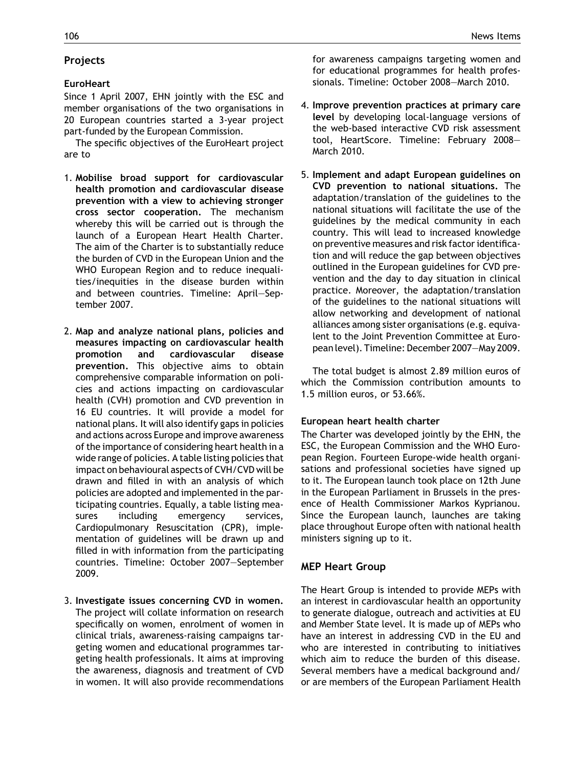## Projects

### EuroHeart

Since 1 April 2007, EHN jointly with the ESC and member organisations of the two organisations in 20 European countries started a 3-year project part-funded by the European Commission.

The specific objectives of the EuroHeart project are to

1. **Mobilise broad support for cardiovascular health promotion and cardiovascular disease prevention with a view to achieving stronger cross sector cooperation.** The mechanism whereby this will be carried out is through the launch of a European Heart Health Charter. The aim of the Charter is to substantially reduce the burden of CVD in the European Union and the WHO European Region and to reduce inequalities/inequities in the disease burden within and between countries. Timeline: April—September 2007.

2. **Map and analyze national plans, policies and measures impacting on cardiovascular health promotion and cardiovascular disease prevention.** This objective aims to obtain comprehensive comparable information on policies and actions impacting on cardiovascular health (CVH) promotion and CVD prevention in 16 EU countries. It will provide a model for national plans. It will also identify gaps in policies and actions across Europe and improve awareness of the importance of considering heart health in a wide range of policies. A table listing policies that impact on behavioural aspects of CVH/CVD will be drawn and filled in with an analysis of which policies are adopted and implemented in the participating countries. Equally, a table listing measures including emergency services, Cardiopulmonary Resuscitation (CPR), implementation of guidelines will be drawn up and filled in with information from the participating countries. Timeline: October 2007—September 2009.

3. **Investigate issues concerning CVD in women.** The project will collate information on research specifically on women, enrolment of women in clinical trials, awareness-raising campaigns targeting women and educational programmes targeting health professionals. It aims at improving the awareness, diagnosis and treatment of CVD in women. It will also provide recommendations for awareness campaigns targeting women and for educational programmes for health professionals. Timeline: October 2008—March 2010.

4. **Improve prevention practices at primary care level** by developing local-language versions of the web-based interactive CVD risk assessment tool, HeartScore. Timeline: February 2008—March 2010.

5. **Implement and adapt European guidelines on CVD prevention to national situations.** The adaptation/translation of the guidelines to the national situations will facilitate the use of the guidelines by the medical community in each country. This will lead to increased knowledge on preventive measures and risk factor identification and will reduce the gap between objectives outlined in the European guidelines for CVD prevention and the day to day situation in clinical practice. Moreover, the adaptation/translation of the guidelines to the national situations will allow networking and development of national alliances among sister organisations (e.g. equivalent to the Joint Prevention Committee at European level). Timeline: December 2007—May 2009.

The total budget is almost 2.89 million euros of which the Commission contribution amounts to 1.5 million euros, or 53.66%.

### European heart health charter

The Charter was developed jointly by the EHN, the ESC, the European Commission and the WHO European Region. Fourteen Europe-wide health organisations and professional societies have signed up to it. The European launch took place on 12th June in the European Parliament in Brussels in the presence of Health Commissioner Markos Kyprianou. Since the European launch, launches are taking place throughout Europe often with national health ministers signing up to it.

## MEP Heart Group

The Heart Group is intended to provide MEPs with an interest in cardiovascular health an opportunity to generate dialogue, outreach and activities at EU and Member State level. It is made up of MEPs who have an interest in addressing CVD in the EU and who are interested in contributing to initiatives which aim to reduce the burden of this disease. Several members have a medical background and/ or are members of the European Parliament Health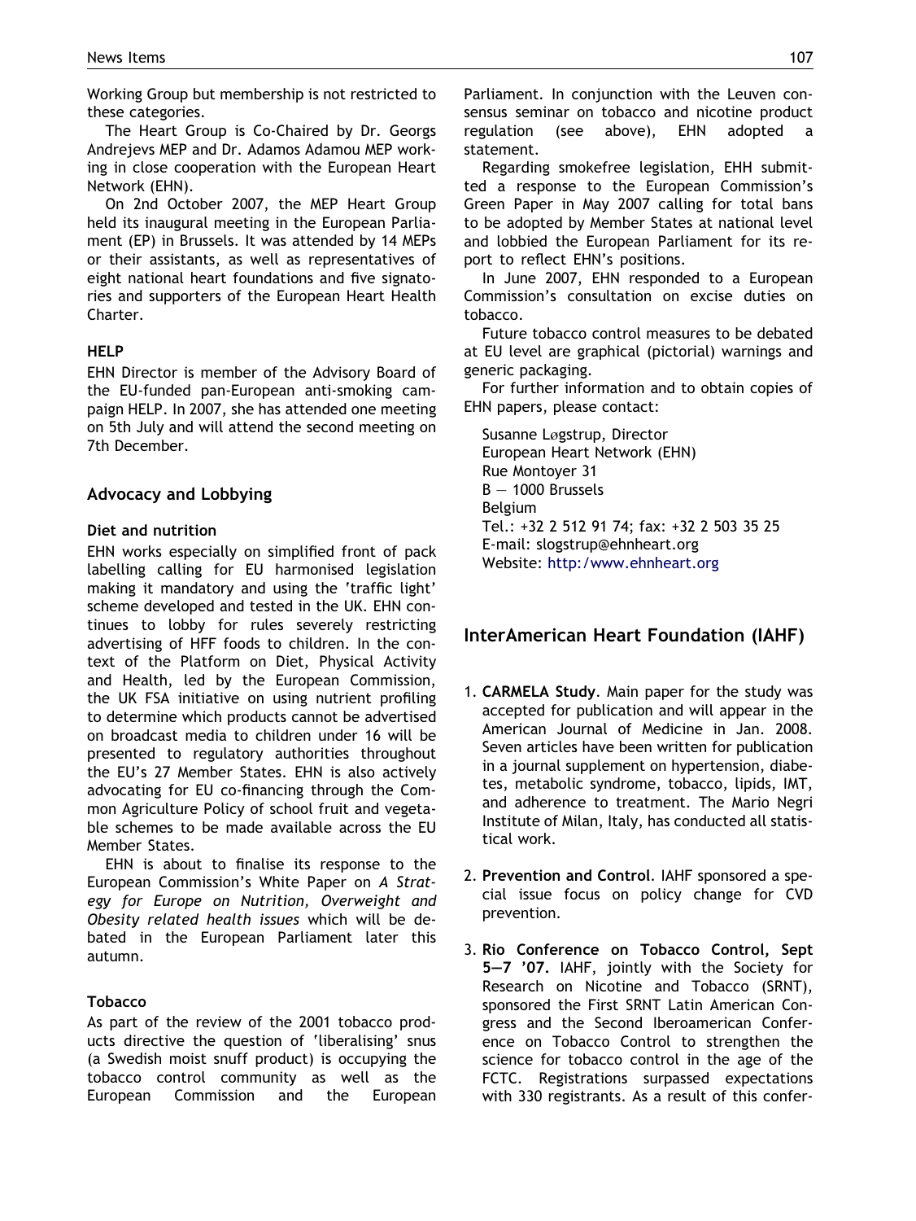Working Group but membership is not restricted to these categories.

The Heart Group is Co-Chaired by Dr. Georgs Andrejevs MEP and Dr. Adamos Adamou MEP working in close cooperation with the European Heart Network (EHN).

On 2nd October 2007, the MEP Heart Group held its inaugural meeting in the European Parliament (EP) in Brussels. It was attended by 14 MEPs or their assistants, as well as representatives of eight national heart foundations and five signatories and supporters of the European Heart Health Charter.

#### HELP

EHN Director is member of the Advisory Board of the EU-funded pan-European anti-smoking campaign HELP. In 2007, she has attended one meeting on 5th July and will attend the second meeting on 7th December.

### Advocacy and Lobbying

#### Diet and nutrition

EHN works especially on simplified front of pack labelling calling for EU harmonised legislation making it mandatory and using the 'traffic light' scheme developed and tested in the UK. EHN continues to lobby for rules severely restricting advertising of HFF foods to children. In the context of the Platform on Diet, Physical Activity and Health, led by the European Commission, the UK FSA initiative on using nutrient profiling to determine which products cannot be advertised on broadcast media to children under 16 will be presented to regulatory authorities throughout the EU's 27 Member States. EHN is also actively advocating for EU co-financing through the Common Agriculture Policy of school fruit and vegetable schemes to be made available across the EU Member States.

EHN is about to finalise its response to the European Commission's White Paper on *A Strategy for Europe on Nutrition, Overweight and Obesity related health issues* which will be debated in the European Parliament later this autumn.

#### Tobacco

As part of the review of the 2001 tobacco products directive the question of 'liberalising' snus (a Swedish moist snuff product) is occupying the tobacco control community as well as the European Commission and the European Parliament. In conjunction with the Leuven consensus seminar on tobacco and nicotine product regulation (see above), EHN adopted a statement.

Regarding smokefree legislation, EHH submitted a response to the European Commission's Green Paper in May 2007 calling for total bans to be adopted by Member States at national level and lobbied the European Parliament for its report to reflect EHN's positions.

In June 2007, EHN responded to a European Commission's consultation on excise duties on tobacco.

Future tobacco control measures to be debated at EU level are graphical (pictorial) warnings and generic packaging.

For further information and to obtain copies of EHN papers, please contact:

Susanne Løgstrup, Director
European Heart Network (EHN)
Rue Montoyer 31
B — 1000 Brussels
Belgium
Tel.: +32 2 512 91 74; fax: +32 2 503 35 25
E-mail: slogstrup@ehnheart.org
Website: http:/www.ehnheart.org

## InterAmerican Heart Foundation (IAHF)

1. **CARMELA Study**. Main paper for the study was accepted for publication and will appear in the American Journal of Medicine in Jan. 2008. Seven articles have been written for publication in a journal supplement on hypertension, diabetes, metabolic syndrome, tobacco, lipids, IMT, and adherence to treatment. The Mario Negri Institute of Milan, Italy, has conducted all statistical work.

2. **Prevention and Control**. IAHF sponsored a special issue focus on policy change for CVD prevention.

3. **Rio Conference on Tobacco Control, Sept 5—7 '07.** IAHF, jointly with the Society for Research on Nicotine and Tobacco (SRNT), sponsored the First SRNT Latin American Congress and the Second Iberoamerican Conference on Tobacco Control to strengthen the science for tobacco control in the age of the FCTC. Registrations surpassed expectations with 330 registrants. As a result of this confer-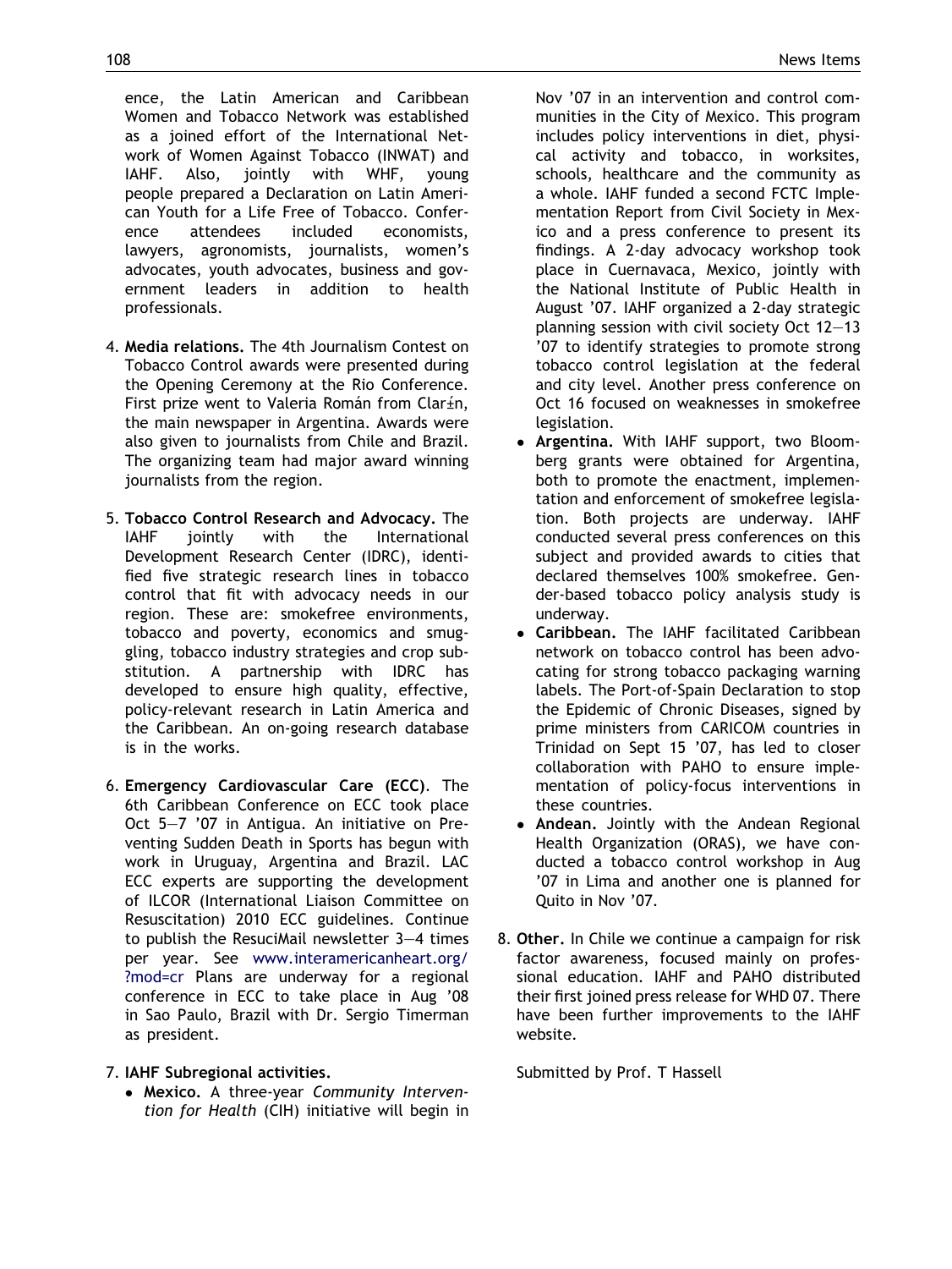ence, the Latin American and Caribbean Women and Tobacco Network was established as a joined effort of the International Network of Women Against Tobacco (INWAT) and IAHF. Also, jointly with WHF, young people prepared a Declaration on Latin American Youth for a Life Free of Tobacco. Conference attendees included economists, lawyers, agronomists, journalists, women's advocates, youth advocates, business and government leaders in addition to health professionals.

4. **Media relations.** The 4th Journalism Contest on Tobacco Control awards were presented during the Opening Ceremony at the Rio Conference. First prize went to Valeria Román from Clarín, the main newspaper in Argentina. Awards were also given to journalists from Chile and Brazil. The organizing team had major award winning journalists from the region.

5. **Tobacco Control Research and Advocacy.** The IAHF jointly with the International Development Research Center (IDRC), identified five strategic research lines in tobacco control that fit with advocacy needs in our region. These are: smokefree environments, tobacco and poverty, economics and smuggling, tobacco industry strategies and crop substitution. A partnership with IDRC has developed to ensure high quality, effective, policy-relevant research in Latin America and the Caribbean. An on-going research database is in the works.

6. **Emergency Cardiovascular Care (ECC).** The 6th Caribbean Conference on ECC took place Oct 5–7 '07 in Antigua. An initiative on Preventing Sudden Death in Sports has begun with work in Uruguay, Argentina and Brazil. LAC ECC experts are supporting the development of ILCOR (International Liaison Committee on Resuscitation) 2010 ECC guidelines. Continue to publish the ResuciMail newsletter 3–4 times per year. See www.interamericanheart.org/?mod=cr Plans are underway for a regional conference in ECC to take place in Aug '08 in Sao Paulo, Brazil with Dr. Sergio Timerman as president.

7. **IAHF Subregional activities.**
   - **Mexico.** A three-year *Community Intervention for Health* (CIH) initiative will begin in Nov '07 in an intervention and control communities in the City of Mexico. This program includes policy interventions in diet, physical activity and tobacco, in worksites, schools, healthcare and the community as a whole. IAHF funded a second FCTC Implementation Report from Civil Society in Mexico and a press conference to present its findings. A 2-day advocacy workshop took place in Cuernavaca, Mexico, jointly with the National Institute of Public Health in August '07. IAHF organized a 2-day strategic planning session with civil society Oct 12–13 '07 to identify strategies to promote strong tobacco control legislation at the federal and city level. Another press conference on Oct 16 focused on weaknesses in smokefree legislation.
   - **Argentina.** With IAHF support, two Bloomberg grants were obtained for Argentina, both to promote the enactment, implementation and enforcement of smokefree legislation. Both projects are underway. IAHF conducted several press conferences on this subject and provided awards to cities that declared themselves 100% smokefree. Gender-based tobacco policy analysis study is underway.
   - **Caribbean.** The IAHF facilitated Caribbean network on tobacco control has been advocating for strong tobacco packaging warning labels. The Port-of-Spain Declaration to stop the Epidemic of Chronic Diseases, signed by prime ministers from CARICOM countries in Trinidad on Sept 15 '07, has led to closer collaboration with PAHO to ensure implementation of policy-focus interventions in these countries.
   - **Andean.** Jointly with the Andean Regional Health Organization (ORAS), we have conducted a tobacco control workshop in Aug '07 in Lima and another one is planned for Quito in Nov '07.

8. **Other.** In Chile we continue a campaign for risk factor awareness, focused mainly on professional education. IAHF and PAHO distributed their first joined press release for WHD 07. There have been further improvements to the IAHF website.

Submitted by Prof. T Hassell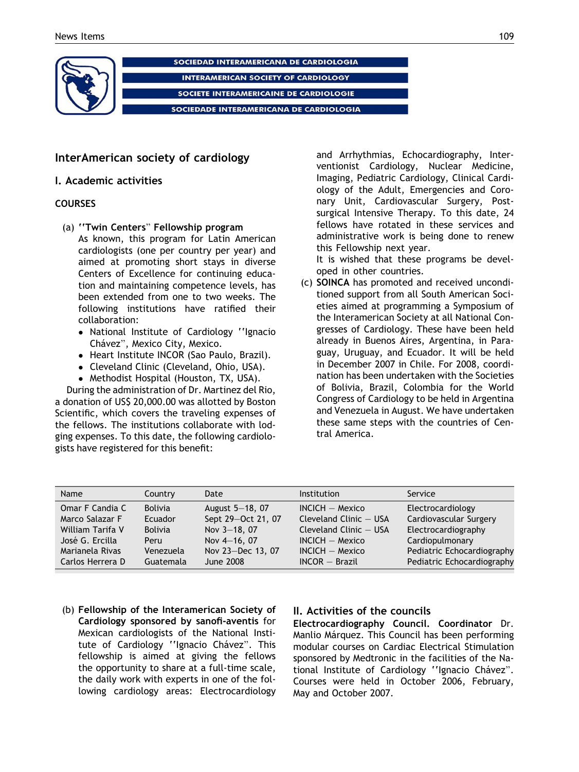SOCIEDAD INTERAMERICANA DE CARDIOLOGIA

INTERAMERICAN SOCIETY OF CARDIOLOGY

SOCIETE INTERAMERICAINE DE CARDIOLOGIE

SOCIEDADE INTERAMERICANA DE CARDIOLOGIA

## InterAmerican society of cardiology

### I. Academic activities

#### COURSES

(a) **''Twin Centers'' Fellowship program**
As known, this program for Latin American cardiologists (one per country per year) and aimed at promoting short stays in diverse Centers of Excellence for continuing education and maintaining competence levels, has been extended from one to two weeks. The following institutions have ratified their collaboration:
- National Institute of Cardiology ''Ignacio Chávez'', Mexico City, Mexico.
- Heart Institute INCOR (Sao Paulo, Brazil).
- Cleveland Clinic (Cleveland, Ohio, USA).
- Methodist Hospital (Houston, TX, USA).

During the administration of Dr. Martinez del Rio, a donation of US$ 20,000.00 was allotted by Boston Scientific, which covers the traveling expenses of the fellows. The institutions collaborate with lodging expenses. To this date, the following cardiologists have registered for this benefit:

| Name | Country | Date | Institution | Service |
|---|---|---|---|---|
| Omar F Candia C | Bolivia | August 5–18, 07 | INCICH – Mexico | Electrocardiology |
| Marco Salazar F | Ecuador | Sept 29–Oct 21, 07 | Cleveland Clinic – USA | Cardiovascular Surgery |
| William Tarifa V | Bolivia | Nov 3–18, 07 | Cleveland Clinic – USA | Electrocardiography |
| José G. Ercilla | Peru | Nov 4–16, 07 | INCICH – Mexico | Cardiopulmonary |
| Marianela Rivas | Venezuela | Nov 23–Dec 13, 07 | INCICH – Mexico | Pediatric Echocardiography |
| Carlos Herrera D | Guatemala | June 2008 | INCOR – Brazil | Pediatric Echocardiography |

(b) **Fellowship of the Interamerican Society of Cardiology sponsored by sanofi-aventis** for Mexican cardiologists of the National Institute of Cardiology ''Ignacio Chávez''. This fellowship is aimed at giving the fellows the opportunity to share at a full-time scale, the daily work with experts in one of the following cardiology areas: Electrocardiology and Arrhythmias, Echocardiography, Interventionist Cardiology, Nuclear Medicine, Imaging, Pediatric Cardiology, Clinical Cardiology of the Adult, Emergencies and Coronary Unit, Cardiovascular Surgery, Post-surgical Intensive Therapy. To this date, 24 fellows have rotated in these services and administrative work is being done to renew this Fellowship next year.
It is wished that these programs be developed in other countries.

(c) **SOINCA** has promoted and received unconditioned support from all South American Societies aimed at programming a Symposium of the Interamerican Society at all National Congresses of Cardiology. These have been held already in Buenos Aires, Argentina, in Paraguay, Uruguay, and Ecuador. It will be held in December 2007 in Chile. For 2008, coordination has been undertaken with the Societies of Bolivia, Brazil, Colombia for the World Congress of Cardiology to be held in Argentina and Venezuela in August. We have undertaken these same steps with the countries of Central America.

### II. Activities of the councils

**Electrocardiography Council. Coordinator** Dr. Manlio Márquez. This Council has been performing modular courses on Cardiac Electrical Stimulation sponsored by Medtronic in the facilities of the National Institute of Cardiology ''Ignacio Chávez''. Courses were held in October 2006, February, May and October 2007.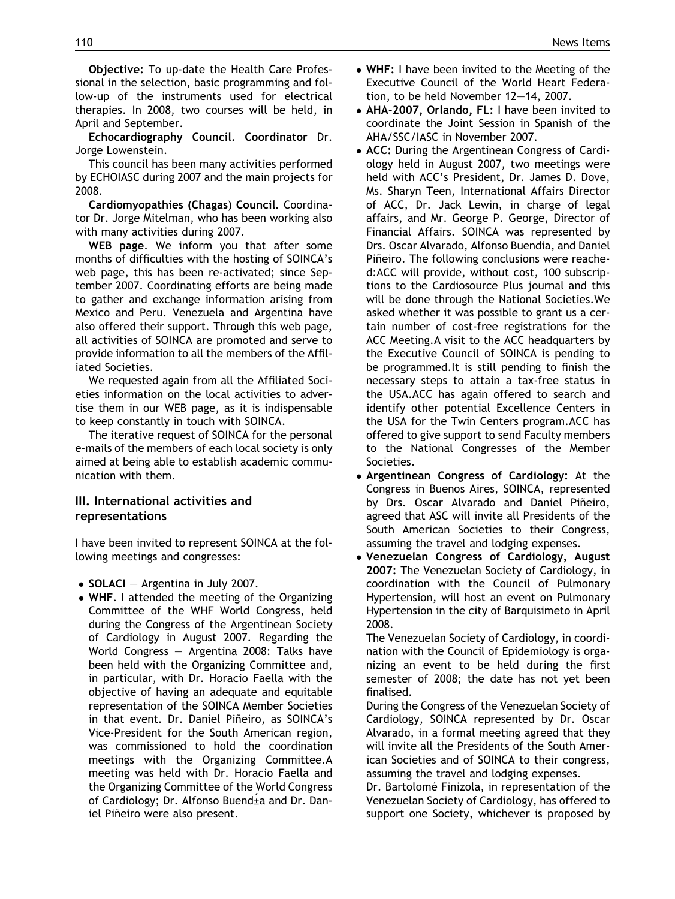**Objective:** To up-date the Health Care Professional in the selection, basic programming and follow-up of the instruments used for electrical therapies. In 2008, two courses will be held, in April and September.

**Echocardiography Council. Coordinator** Dr. Jorge Lowenstein.

This council has been many activities performed by ECHOIASC during 2007 and the main projects for 2008.

**Cardiomyopathies (Chagas) Council.** Coordinator Dr. Jorge Mitelman, who has been working also with many activities during 2007.

**WEB page**. We inform you that after some months of difficulties with the hosting of SOINCA's web page, this has been re-activated; since September 2007. Coordinating efforts are being made to gather and exchange information arising from Mexico and Peru. Venezuela and Argentina have also offered their support. Through this web page, all activities of SOINCA are promoted and serve to provide information to all the members of the Affiliated Societies.

We requested again from all the Affiliated Societies information on the local activities to advertise them in our WEB page, as it is indispensable to keep constantly in touch with SOINCA.

The iterative request of SOINCA for the personal e-mails of the members of each local society is only aimed at being able to establish academic communication with them.

## III. International activities and representations

I have been invited to represent SOINCA at the following meetings and congresses:

- **SOLACI** — Argentina in July 2007.
- **WHF**. I attended the meeting of the Organizing Committee of the WHF World Congress, held during the Congress of the Argentinean Society of Cardiology in August 2007. Regarding the World Congress — Argentina 2008: Talks have been held with the Organizing Committee and, in particular, with Dr. Horacio Faella with the objective of having an adequate and equitable representation of the SOINCA Member Societies in that event. Dr. Daniel Piñeiro, as SOINCA's Vice-President for the South American region, was commissioned to hold the coordination meetings with the Organizing Committee.A meeting was held with Dr. Horacio Faella and the Organizing Committee of the World Congress of Cardiology; Dr. Alfonso Buendía and Dr. Daniel Piñeiro were also present.
- **WHF:** I have been invited to the Meeting of the Executive Council of the World Heart Federation, to be held November 12—14, 2007.
- **AHA-2007, Orlando, FL:** I have been invited to coordinate the Joint Session in Spanish of the AHA/SSC/IASC in November 2007.
- **ACC:** During the Argentinean Congress of Cardiology held in August 2007, two meetings were held with ACC's President, Dr. James D. Dove, Ms. Sharyn Teen, International Affairs Director of ACC, Dr. Jack Lewin, in charge of legal affairs, and Mr. George P. George, Director of Financial Affairs. SOINCA was represented by Drs. Oscar Alvarado, Alfonso Buendia, and Daniel Piñeiro. The following conclusions were reached:ACC will provide, without cost, 100 subscriptions to the Cardiosource Plus journal and this will be done through the National Societies.We asked whether it was possible to grant us a certain number of cost-free registrations for the ACC Meeting.A visit to the ACC headquarters by the Executive Council of SOINCA is pending to be programmed.It is still pending to finish the necessary steps to attain a tax-free status in the USA.ACC has again offered to search and identify other potential Excellence Centers in the USA for the Twin Centers program.ACC has offered to give support to send Faculty members to the National Congresses of the Member Societies.
- **Argentinean Congress of Cardiology:** At the Congress in Buenos Aires, SOINCA, represented by Drs. Oscar Alvarado and Daniel Piñeiro, agreed that ASC will invite all Presidents of the South American Societies to their Congress, assuming the travel and lodging expenses.
- **Venezuelan Congress of Cardiology, August 2007:** The Venezuelan Society of Cardiology, in coordination with the Council of Pulmonary Hypertension, will host an event on Pulmonary Hypertension in the city of Barquisimeto in April 2008.

  The Venezuelan Society of Cardiology, in coordination with the Council of Epidemiology is organizing an event to be held during the first semester of 2008; the date has not yet been finalised.

  During the Congress of the Venezuelan Society of Cardiology, SOINCA represented by Dr. Oscar Alvarado, in a formal meeting agreed that they will invite all the Presidents of the South American Societies and of SOINCA to their congress, assuming the travel and lodging expenses.

  Dr. Bartolomé Finizola, in representation of the Venezuelan Society of Cardiology, has offered to support one Society, whichever is proposed by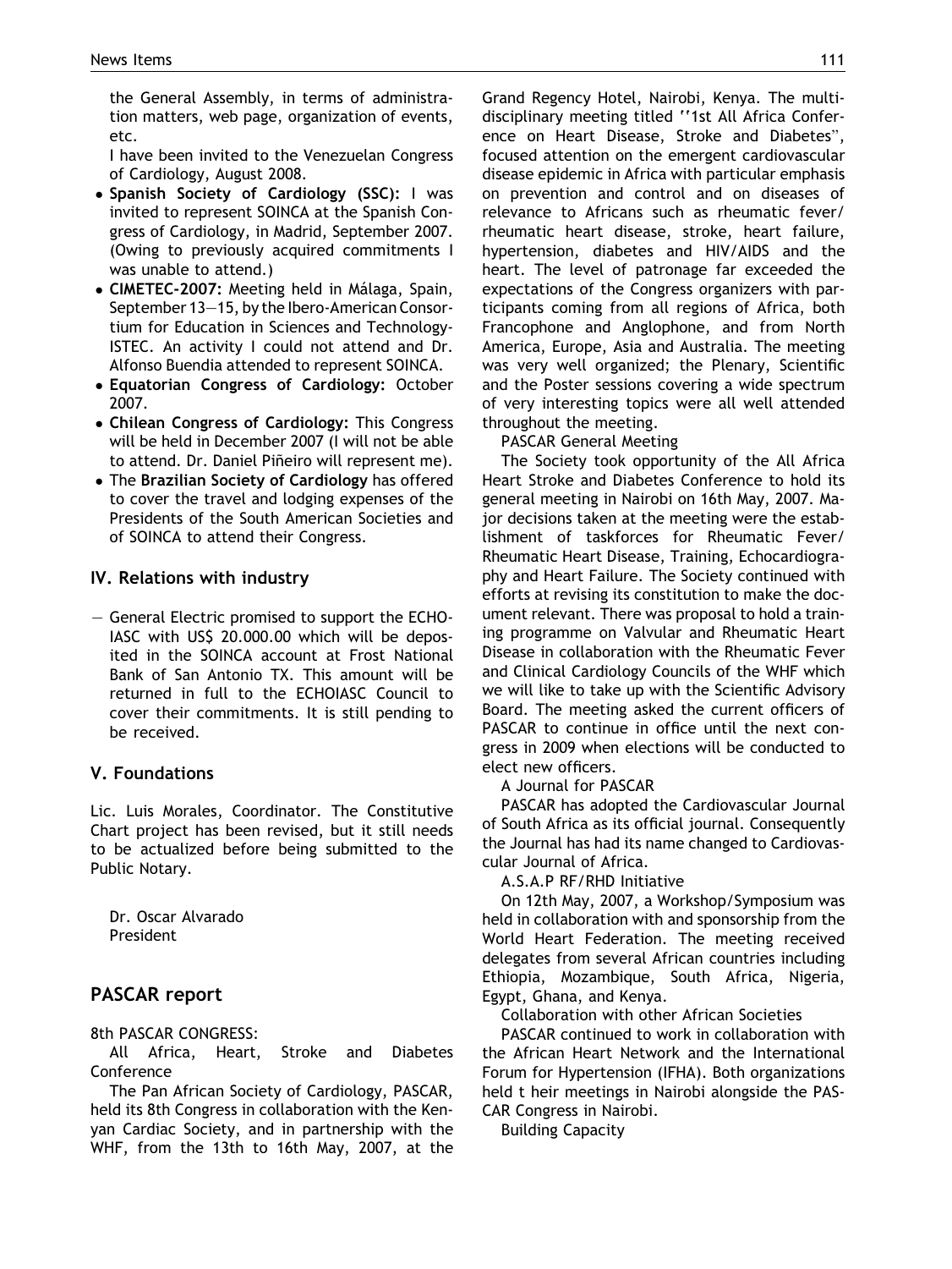the General Assembly, in terms of administration matters, web page, organization of events, etc.

I have been invited to the Venezuelan Congress of Cardiology, August 2008.

- **Spanish Society of Cardiology (SSC):** I was invited to represent SOINCA at the Spanish Congress of Cardiology, in Madrid, September 2007. (Owing to previously acquired commitments I was unable to attend.)
- **CIMETEC-2007:** Meeting held in Málaga, Spain, September 13—15, by the Ibero-American Consortium for Education in Sciences and Technology-ISTEC. An activity I could not attend and Dr. Alfonso Buendia attended to represent SOINCA.
- **Equatorian Congress of Cardiology:** October 2007.
- **Chilean Congress of Cardiology:** This Congress will be held in December 2007 (I will not be able to attend. Dr. Daniel Piñeiro will represent me).
- The **Brazilian Society of Cardiology** has offered to cover the travel and lodging expenses of the Presidents of the South American Societies and of SOINCA to attend their Congress.

### IV. Relations with industry

— General Electric promised to support the ECHO-IASC with US$ 20.000.00 which will be deposited in the SOINCA account at Frost National Bank of San Antonio TX. This amount will be returned in full to the ECHOIASC Council to cover their commitments. It is still pending to be received.

### V. Foundations

Lic. Luis Morales, Coordinator. The Constitutive Chart project has been revised, but it still needs to be actualized before being submitted to the Public Notary.

Dr. Oscar Alvarado
President

## PASCAR report

8th PASCAR CONGRESS:

All Africa, Heart, Stroke and Diabetes Conference

The Pan African Society of Cardiology, PASCAR, held its 8th Congress in collaboration with the Kenyan Cardiac Society, and in partnership with the WHF, from the 13th to 16th May, 2007, at the Grand Regency Hotel, Nairobi, Kenya. The multidisciplinary meeting titled ''1st All Africa Conference on Heart Disease, Stroke and Diabetes", focused attention on the emergent cardiovascular disease epidemic in Africa with particular emphasis on prevention and control and on diseases of relevance to Africans such as rheumatic fever/rheumatic heart disease, stroke, heart failure, hypertension, diabetes and HIV/AIDS and the heart. The level of patronage far exceeded the expectations of the Congress organizers with participants coming from all regions of Africa, both Francophone and Anglophone, and from North America, Europe, Asia and Australia. The meeting was very well organized; the Plenary, Scientific and the Poster sessions covering a wide spectrum of very interesting topics were all well attended throughout the meeting.

PASCAR General Meeting

The Society took opportunity of the All Africa Heart Stroke and Diabetes Conference to hold its general meeting in Nairobi on 16th May, 2007. Major decisions taken at the meeting were the establishment of taskforces for Rheumatic Fever/Rheumatic Heart Disease, Training, Echocardiography and Heart Failure. The Society continued with efforts at revising its constitution to make the document relevant. There was proposal to hold a training programme on Valvular and Rheumatic Heart Disease in collaboration with the Rheumatic Fever and Clinical Cardiology Councils of the WHF which we will like to take up with the Scientific Advisory Board. The meeting asked the current officers of PASCAR to continue in office until the next congress in 2009 when elections will be conducted to elect new officers.

A Journal for PASCAR

PASCAR has adopted the Cardiovascular Journal of South Africa as its official journal. Consequently the Journal has had its name changed to Cardiovascular Journal of Africa.

A.S.A.P RF/RHD Initiative

On 12th May, 2007, a Workshop/Symposium was held in collaboration with and sponsorship from the World Heart Federation. The meeting received delegates from several African countries including Ethiopia, Mozambique, South Africa, Nigeria, Egypt, Ghana, and Kenya.

Collaboration with other African Societies

PASCAR continued to work in collaboration with the African Heart Network and the International Forum for Hypertension (IFHA). Both organizations held t heir meetings in Nairobi alongside the PASCAR Congress in Nairobi.

Building Capacity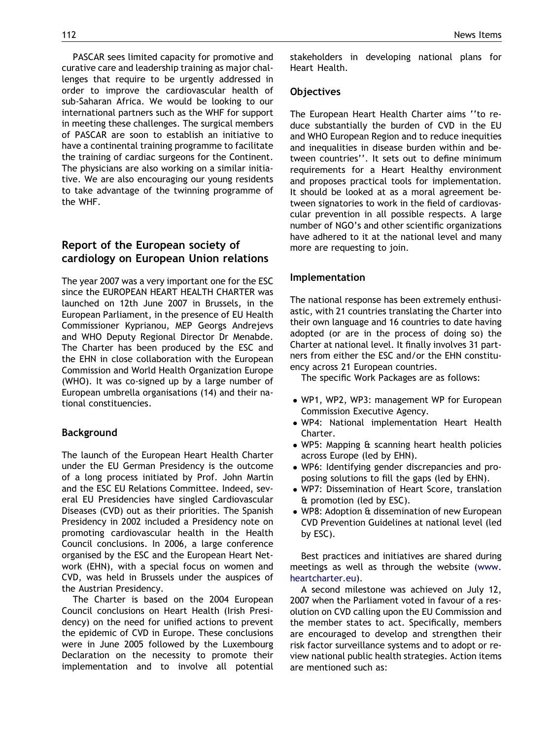PASCAR sees limited capacity for promotive and curative care and leadership training as major challenges that require to be urgently addressed in order to improve the cardiovascular health of sub-Saharan Africa. We would be looking to our international partners such as the WHF for support in meeting these challenges. The surgical members of PASCAR are soon to establish an initiative to have a continental training programme to facilitate the training of cardiac surgeons for the Continent. The physicians are also working on a similar initiative. We are also encouraging our young residents to take advantage of the twinning programme of the WHF.

## Report of the European society of cardiology on European Union relations

The year 2007 was a very important one for the ESC since the EUROPEAN HEART HEALTH CHARTER was launched on 12th June 2007 in Brussels, in the European Parliament, in the presence of EU Health Commissioner Kyprianou, MEP Georgs Andrejevs and WHO Deputy Regional Director Dr Menabde. The Charter has been produced by the ESC and the EHN in close collaboration with the European Commission and World Health Organization Europe (WHO). It was co-signed up by a large number of European umbrella organisations (14) and their national constituencies.

### Background

The launch of the European Heart Health Charter under the EU German Presidency is the outcome of a long process initiated by Prof. John Martin and the ESC EU Relations Committee. Indeed, several EU Presidencies have singled Cardiovascular Diseases (CVD) out as their priorities. The Spanish Presidency in 2002 included a Presidency note on promoting cardiovascular health in the Health Council conclusions. In 2006, a large conference organised by the ESC and the European Heart Network (EHN), with a special focus on women and CVD, was held in Brussels under the auspices of the Austrian Presidency.

The Charter is based on the 2004 European Council conclusions on Heart Health (Irish Presidency) on the need for unified actions to prevent the epidemic of CVD in Europe. These conclusions were in June 2005 followed by the Luxembourg Declaration on the necessity to promote their implementation and to involve all potential stakeholders in developing national plans for Heart Health.

### Objectives

The European Heart Health Charter aims ''to reduce substantially the burden of CVD in the EU and WHO European Region and to reduce inequities and inequalities in disease burden within and between countries''. It sets out to define minimum requirements for a Heart Healthy environment and proposes practical tools for implementation. It should be looked at as a moral agreement between signatories to work in the field of cardiovascular prevention in all possible respects. A large number of NGO's and other scientific organizations have adhered to it at the national level and many more are requesting to join.

### Implementation

The national response has been extremely enthusiastic, with 21 countries translating the Charter into their own language and 16 countries to date having adopted (or are in the process of doing so) the Charter at national level. It finally involves 31 partners from either the ESC and/or the EHN constituency across 21 European countries.

The specific Work Packages are as follows:

- WP1, WP2, WP3: management WP for European Commission Executive Agency.
- WP4: National implementation Heart Health Charter.
- WP5: Mapping & scanning heart health policies across Europe (led by EHN).
- WP6: Identifying gender discrepancies and proposing solutions to fill the gaps (led by EHN).
- WP7: Dissemination of Heart Score, translation & promotion (led by ESC).
- WP8: Adoption & dissemination of new European CVD Prevention Guidelines at national level (led by ESC).

Best practices and initiatives are shared during meetings as well as through the website (www.heartcharter.eu).

A second milestone was achieved on July 12, 2007 when the Parliament voted in favour of a resolution on CVD calling upon the EU Commission and the member states to act. Specifically, members are encouraged to develop and strengthen their risk factor surveillance systems and to adopt or review national public health strategies. Action items are mentioned such as: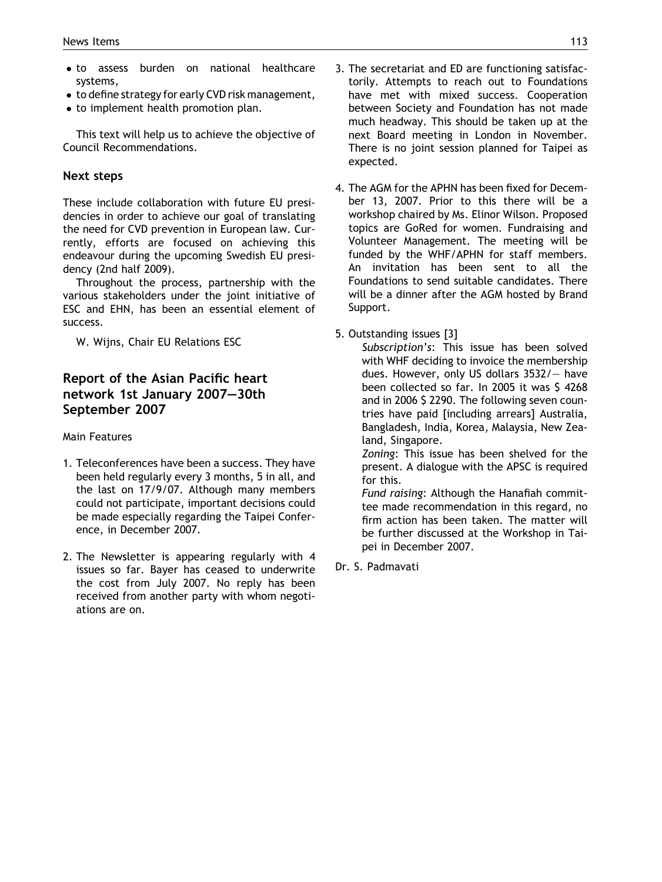- to assess burden on national healthcare systems,
- to define strategy for early CVD risk management,
- to implement health promotion plan.

This text will help us to achieve the objective of Council Recommendations.

### Next steps

These include collaboration with future EU presidencies in order to achieve our goal of translating the need for CVD prevention in European law. Currently, efforts are focused on achieving this endeavour during the upcoming Swedish EU presidency (2nd half 2009).

Throughout the process, partnership with the various stakeholders under the joint initiative of ESC and EHN, has been an essential element of success.

W. Wijns, Chair EU Relations ESC

## Report of the Asian Pacific heart network 1st January 2007—30th September 2007

Main Features

1. Teleconferences have been a success. They have been held regularly every 3 months, 5 in all, and the last on 17/9/07. Although many members could not participate, important decisions could be made especially regarding the Taipei Conference, in December 2007.

2. The Newsletter is appearing regularly with 4 issues so far. Bayer has ceased to underwrite the cost from July 2007. No reply has been received from another party with whom negotiations are on.

3. The secretariat and ED are functioning satisfactorily. Attempts to reach out to Foundations have met with mixed success. Cooperation between Society and Foundation has not made much headway. This should be taken up at the next Board meeting in London in November. There is no joint session planned for Taipei as expected.

4. The AGM for the APHN has been fixed for December 13, 2007. Prior to this there will be a workshop chaired by Ms. Elinor Wilson. Proposed topics are GoRed for women. Fundraising and Volunteer Management. The meeting will be funded by the WHF/APHN for staff members. An invitation has been sent to all the Foundations to send suitable candidates. There will be a dinner after the AGM hosted by Brand Support.

5. Outstanding issues [3]

   *Subscription's*: This issue has been solved with WHF deciding to invoice the membership dues. However, only US dollars 3532/— have been collected so far. In 2005 it was $ 4268 and in 2006 $ 2290. The following seven countries have paid [including arrears] Australia, Bangladesh, India, Korea, Malaysia, New Zealand, Singapore.

   *Zoning*: This issue has been shelved for the present. A dialogue with the APSC is required for this.

   *Fund raising*: Although the Hanafiah committee made recommendation in this regard, no firm action has been taken. The matter will be further discussed at the Workshop in Taipei in December 2007.

Dr. S. Padmavati